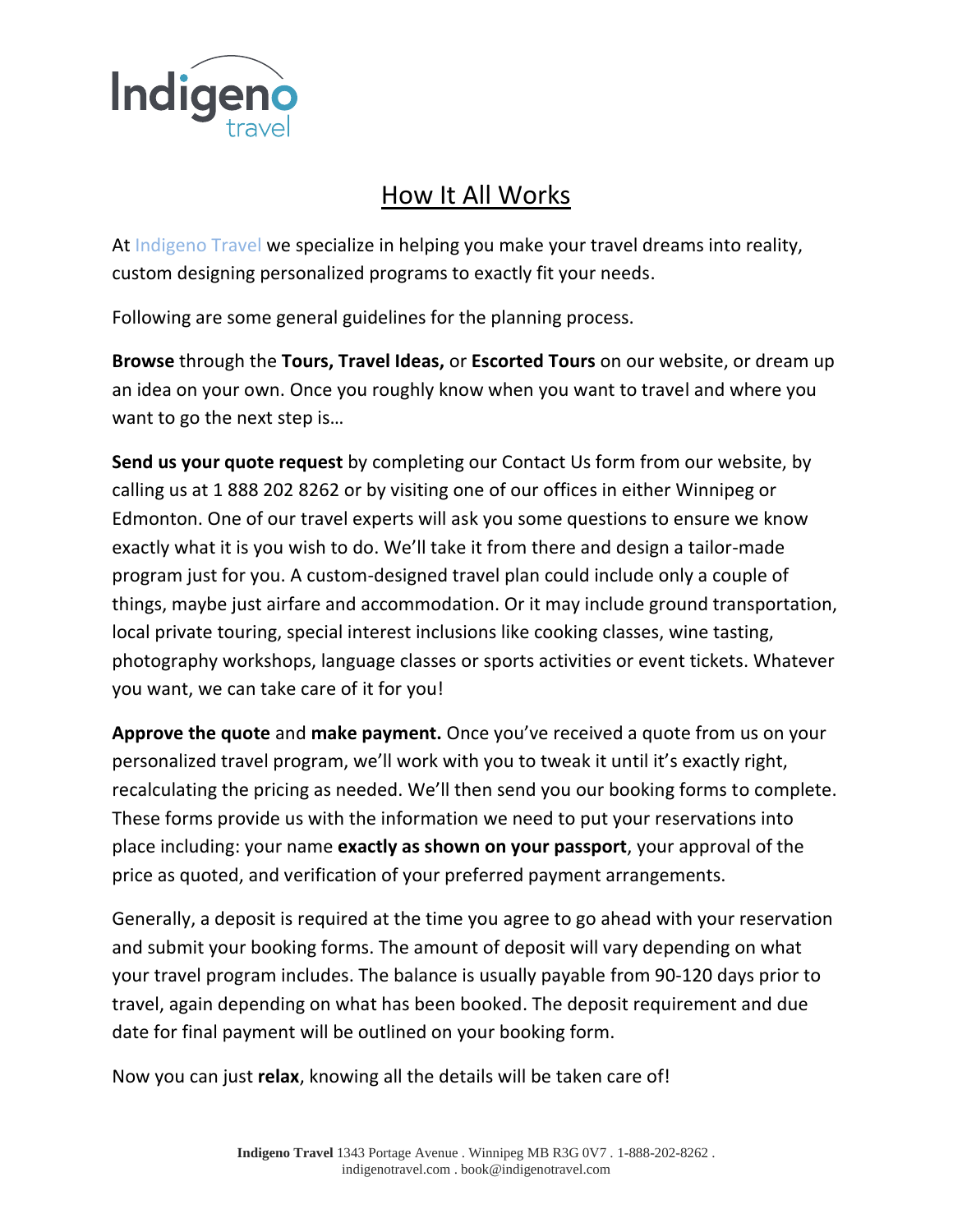Indigeno travel

# How It All Works

At Indigeno Travel we specialize in helping you make your travel dreams into reality, custom designing personalized programs to exactly fit your needs.

Following are some general guidelines for the planning process.

**Browse** through the **Tours, Travel Ideas,** or **Escorted Tours** on our website, or dream up an idea on your own. Once you roughly know when you want to travel and where you want to go the next step is…

**Send us your quote request** by completing our Contact Us form from our website, by calling us at 1 888 202 8262 or by visiting one of our offices in either Winnipeg or Edmonton. One of our travel experts will ask you some questions to ensure we know exactly what it is you wish to do. We'll take it from there and design a tailor-made program just for you. A custom-designed travel plan could include only a couple of things, maybe just airfare and accommodation. Or it may include ground transportation, local private touring, special interest inclusions like cooking classes, wine tasting, photography workshops, language classes or sports activities or event tickets. Whatever you want, we can take care of it for you!

**Approve the quote** and **make payment.** Once you've received a quote from us on your personalized travel program, we'll work with you to tweak it until it's exactly right, recalculating the pricing as needed. We'll then send you our booking forms to complete. These forms provide us with the information we need to put your reservations into place including: your name **exactly as shown on your passport**, your approval of the price as quoted, and verification of your preferred payment arrangements.

Generally, a deposit is required at the time you agree to go ahead with your reservation and submit your booking forms. The amount of deposit will vary depending on what your travel program includes. The balance is usually payable from 90-120 days prior to travel, again depending on what has been booked. The deposit requirement and due date for final payment will be outlined on your booking form.

Now you can just **relax**, knowing all the details will be taken care of!

**Indigeno Travel** 1343 Portage Avenue . Winnipeg MB R3G 0V7 . 1-888-202-8262 . indigenotravel.com . book@indigenotravel.com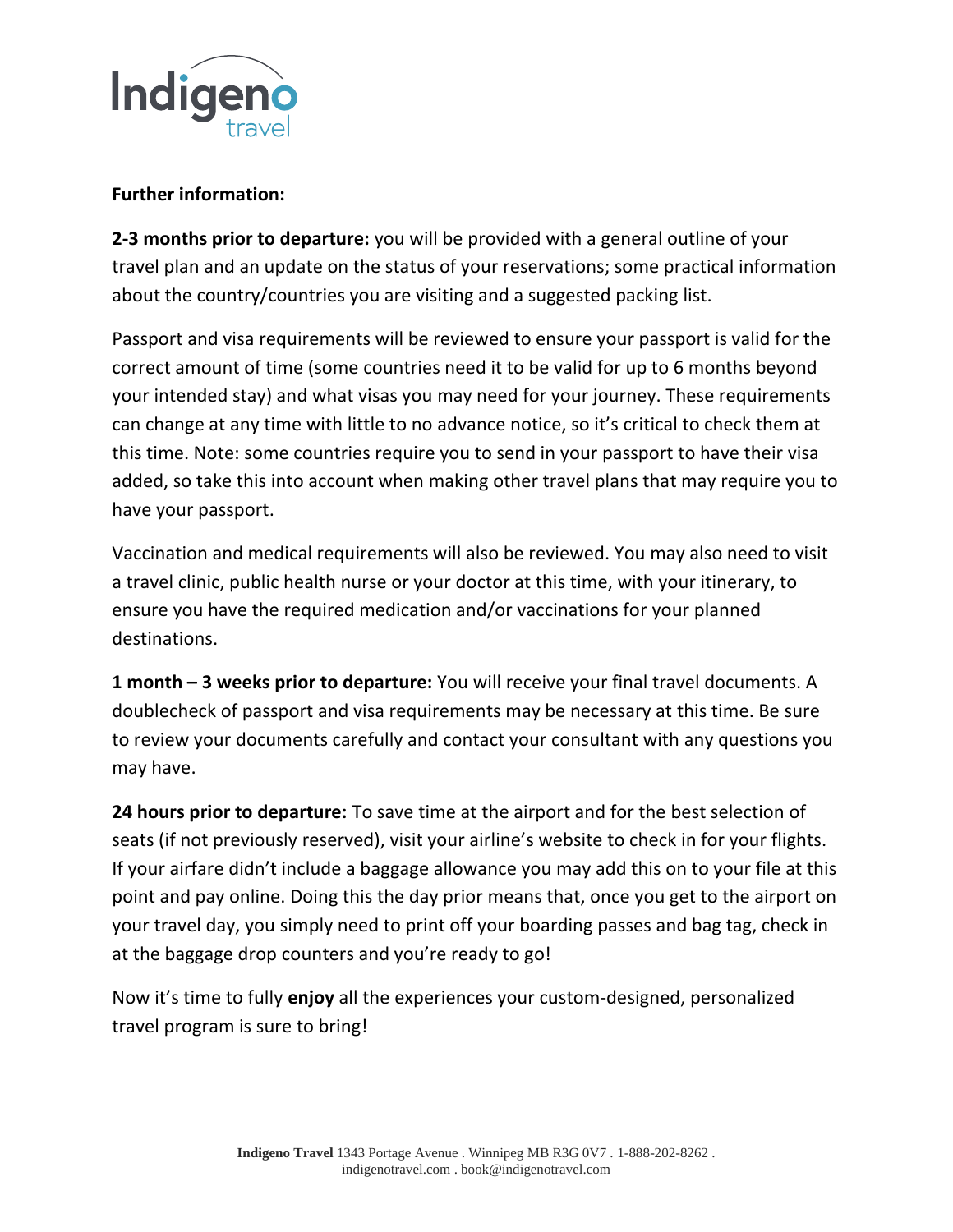**Further information:**

**2-3 months prior to departure:** you will be provided with a general outline of your travel plan and an update on the status of your reservations; some practical information about the country/countries you are visiting and a suggested packing list.

Passport and visa requirements will be reviewed to ensure your passport is valid for the correct amount of time (some countries need it to be valid for up to 6 months beyond your intended stay) and what visas you may need for your journey. These requirements can change at any time with little to no advance notice, so it's critical to check them at this time. Note: some countries require you to send in your passport to have their visa added, so take this into account when making other travel plans that may require you to have your passport.

Vaccination and medical requirements will also be reviewed. You may also need to visit a travel clinic, public health nurse or your doctor at this time, with your itinerary, to ensure you have the required medication and/or vaccinations for your planned destinations.

**1 month – 3 weeks prior to departure:** You will receive your final travel documents. A doublecheck of passport and visa requirements may be necessary at this time. Be sure to review your documents carefully and contact your consultant with any questions you may have.

**24 hours prior to departure:** To save time at the airport and for the best selection of seats (if not previously reserved), visit your airline's website to check in for your flights. If your airfare didn't include a baggage allowance you may add this on to your file at this point and pay online. Doing this the day prior means that, once you get to the airport on your travel day, you simply need to print off your boarding passes and bag tag, check in at the baggage drop counters and you're ready to go!

Now it's time to fully **enjoy** all the experiences your custom-designed, personalized travel program is sure to bring!